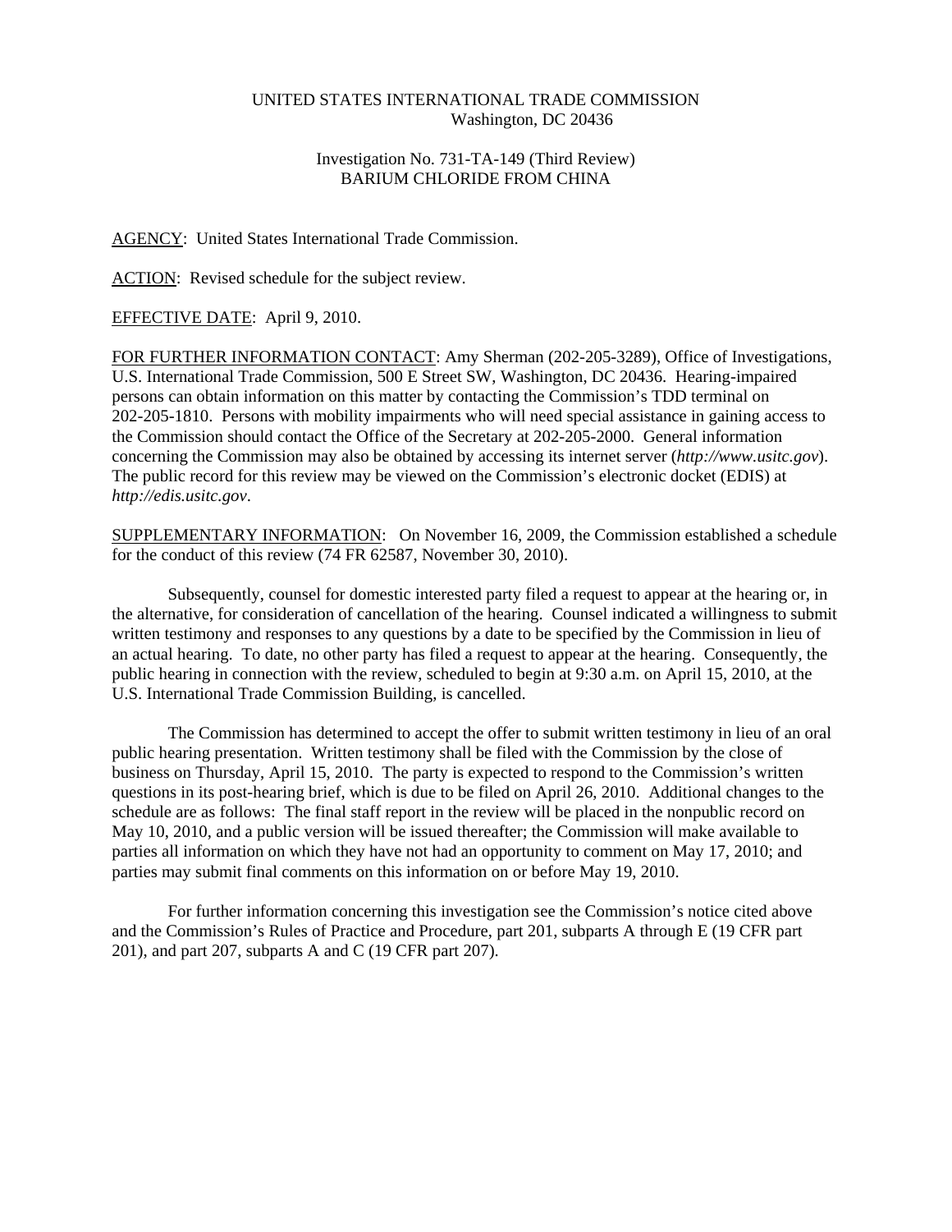UNITED STATES INTERNATIONAL TRADE COMMISSION
Washington, DC 20436

Investigation No. 731-TA-149 (Third Review)
BARIUM CHLORIDE FROM CHINA

AGENCY: United States International Trade Commission.

ACTION: Revised schedule for the subject review.

EFFECTIVE DATE: April 9, 2010.

FOR FURTHER INFORMATION CONTACT: Amy Sherman (202-205-3289), Office of Investigations, U.S. International Trade Commission, 500 E Street SW, Washington, DC 20436. Hearing-impaired persons can obtain information on this matter by contacting the Commission's TDD terminal on 202-205-1810. Persons with mobility impairments who will need special assistance in gaining access to the Commission should contact the Office of the Secretary at 202-205-2000. General information concerning the Commission may also be obtained by accessing its internet server (*http://www.usitc.gov*). The public record for this review may be viewed on the Commission's electronic docket (EDIS) at *http://edis.usitc.gov*.

SUPPLEMENTARY INFORMATION: On November 16, 2009, the Commission established a schedule for the conduct of this review (74 FR 62587, November 30, 2010).

Subsequently, counsel for domestic interested party filed a request to appear at the hearing or, in the alternative, for consideration of cancellation of the hearing. Counsel indicated a willingness to submit written testimony and responses to any questions by a date to be specified by the Commission in lieu of an actual hearing. To date, no other party has filed a request to appear at the hearing. Consequently, the public hearing in connection with the review, scheduled to begin at 9:30 a.m. on April 15, 2010, at the U.S. International Trade Commission Building, is cancelled.

The Commission has determined to accept the offer to submit written testimony in lieu of an oral public hearing presentation. Written testimony shall be filed with the Commission by the close of business on Thursday, April 15, 2010. The party is expected to respond to the Commission's written questions in its post-hearing brief, which is due to be filed on April 26, 2010. Additional changes to the schedule are as follows: The final staff report in the review will be placed in the nonpublic record on May 10, 2010, and a public version will be issued thereafter; the Commission will make available to parties all information on which they have not had an opportunity to comment on May 17, 2010; and parties may submit final comments on this information on or before May 19, 2010.

For further information concerning this investigation see the Commission's notice cited above and the Commission's Rules of Practice and Procedure, part 201, subparts A through E (19 CFR part 201), and part 207, subparts A and C (19 CFR part 207).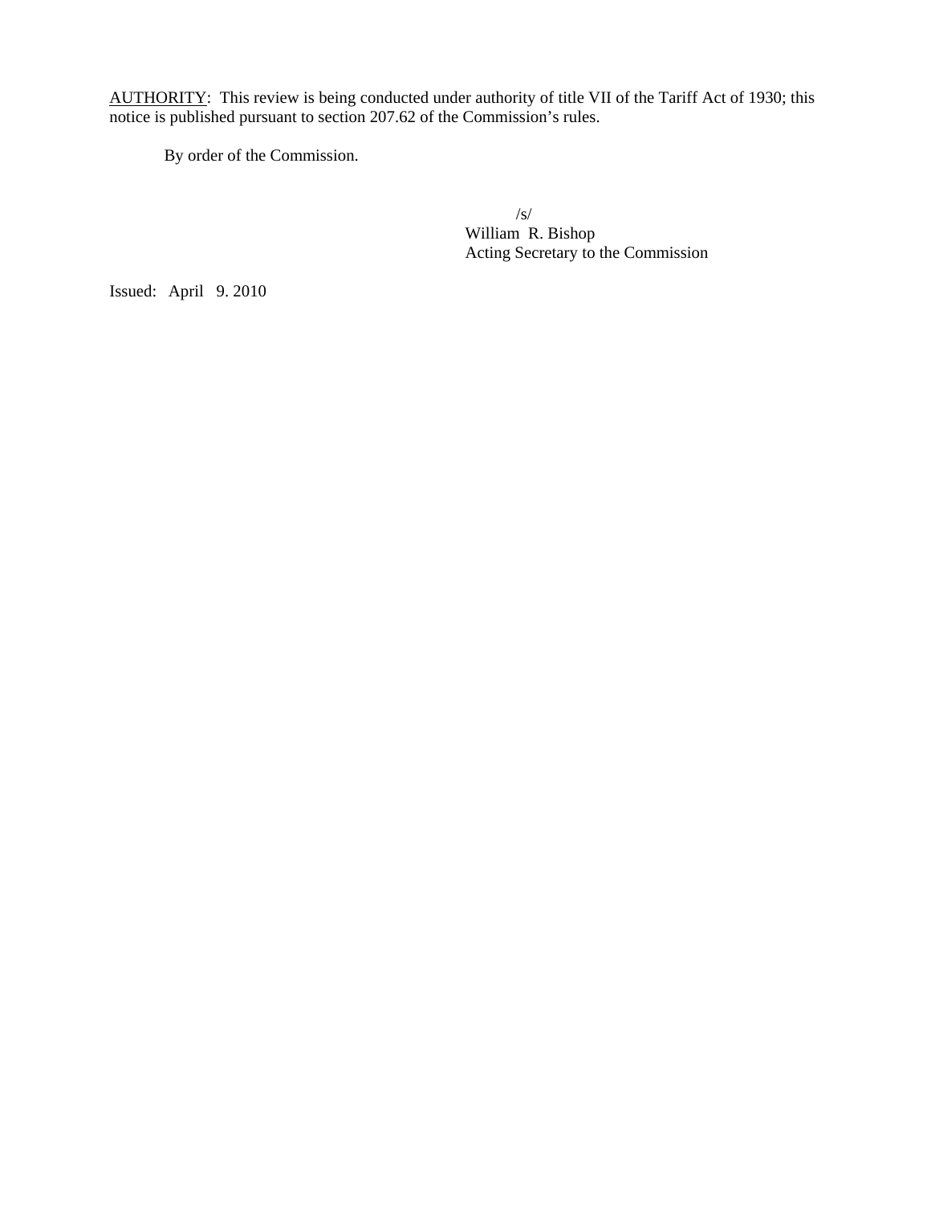<u>AUTHORITY</u>: This review is being conducted under authority of title VII of the Tariff Act of 1930; this notice is published pursuant to section 207.62 of the Commission's rules.

By order of the Commission.

/s/  
William R. Bishop  
Acting Secretary to the Commission

Issued: April 9. 2010